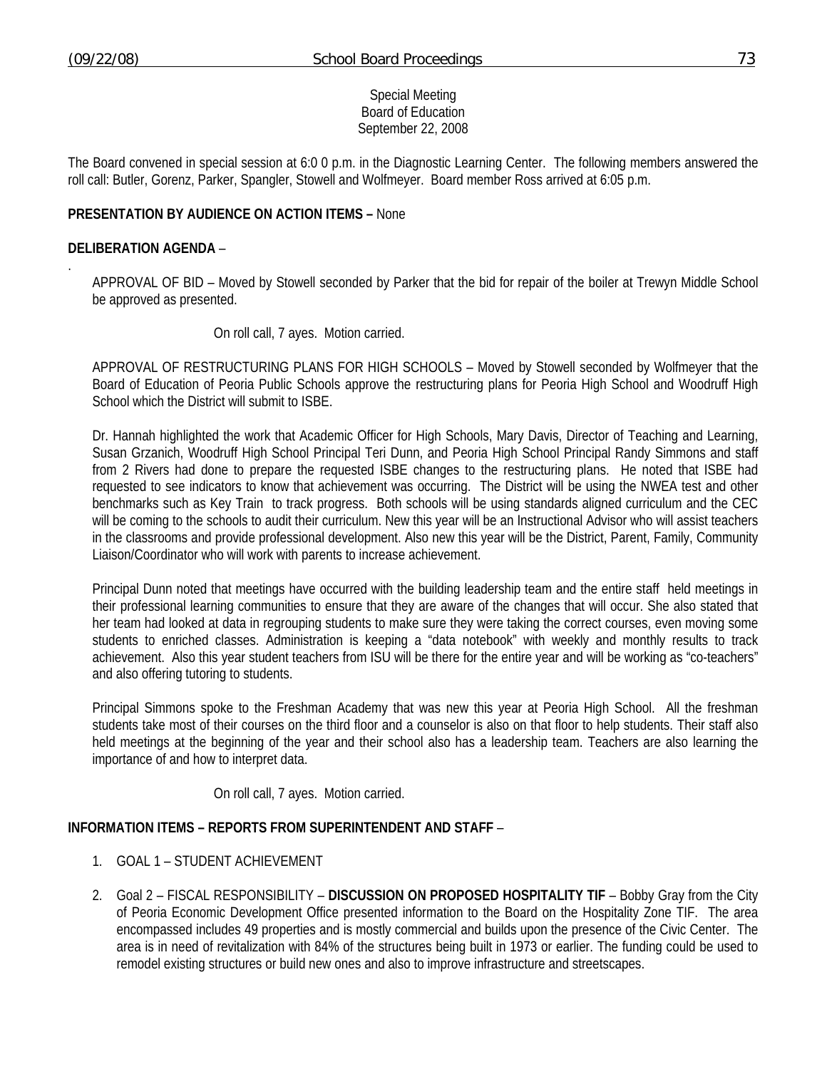Special Meeting
Board of Education
September 22, 2008

The Board convened in special session at 6:0 0 p.m. in the Diagnostic Learning Center. The following members answered the roll call: Butler, Gorenz, Parker, Spangler, Stowell and Wolfmeyer. Board member Ross arrived at 6:05 p.m.

**PRESENTATION BY AUDIENCE ON ACTION ITEMS –** None

**DELIBERATION AGENDA** –

.

APPROVAL OF BID – Moved by Stowell seconded by Parker that the bid for repair of the boiler at Trewyn Middle School be approved as presented.

On roll call, 7 ayes. Motion carried.

APPROVAL OF RESTRUCTURING PLANS FOR HIGH SCHOOLS – Moved by Stowell seconded by Wolfmeyer that the Board of Education of Peoria Public Schools approve the restructuring plans for Peoria High School and Woodruff High School which the District will submit to ISBE.

Dr. Hannah highlighted the work that Academic Officer for High Schools, Mary Davis, Director of Teaching and Learning, Susan Grzanich, Woodruff High School Principal Teri Dunn, and Peoria High School Principal Randy Simmons and staff from 2 Rivers had done to prepare the requested ISBE changes to the restructuring plans. He noted that ISBE had requested to see indicators to know that achievement was occurring. The District will be using the NWEA test and other benchmarks such as Key Train to track progress. Both schools will be using standards aligned curriculum and the CEC will be coming to the schools to audit their curriculum. New this year will be an Instructional Advisor who will assist teachers in the classrooms and provide professional development. Also new this year will be the District, Parent, Family, Community Liaison/Coordinator who will work with parents to increase achievement.

Principal Dunn noted that meetings have occurred with the building leadership team and the entire staff held meetings in their professional learning communities to ensure that they are aware of the changes that will occur. She also stated that her team had looked at data in regrouping students to make sure they were taking the correct courses, even moving some students to enriched classes. Administration is keeping a "data notebook" with weekly and monthly results to track achievement. Also this year student teachers from ISU will be there for the entire year and will be working as "co-teachers" and also offering tutoring to students.

Principal Simmons spoke to the Freshman Academy that was new this year at Peoria High School. All the freshman students take most of their courses on the third floor and a counselor is also on that floor to help students. Their staff also held meetings at the beginning of the year and their school also has a leadership team. Teachers are also learning the importance of and how to interpret data.

On roll call, 7 ayes. Motion carried.

**INFORMATION ITEMS – REPORTS FROM SUPERINTENDENT AND STAFF** –

1. GOAL 1 – STUDENT ACHIEVEMENT
2. Goal 2 – FISCAL RESPONSIBILITY – **DISCUSSION ON PROPOSED HOSPITALITY TIF** – Bobby Gray from the City of Peoria Economic Development Office presented information to the Board on the Hospitality Zone TIF. The area encompassed includes 49 properties and is mostly commercial and builds upon the presence of the Civic Center. The area is in need of revitalization with 84% of the structures being built in 1973 or earlier. The funding could be used to remodel existing structures or build new ones and also to improve infrastructure and streetscapes.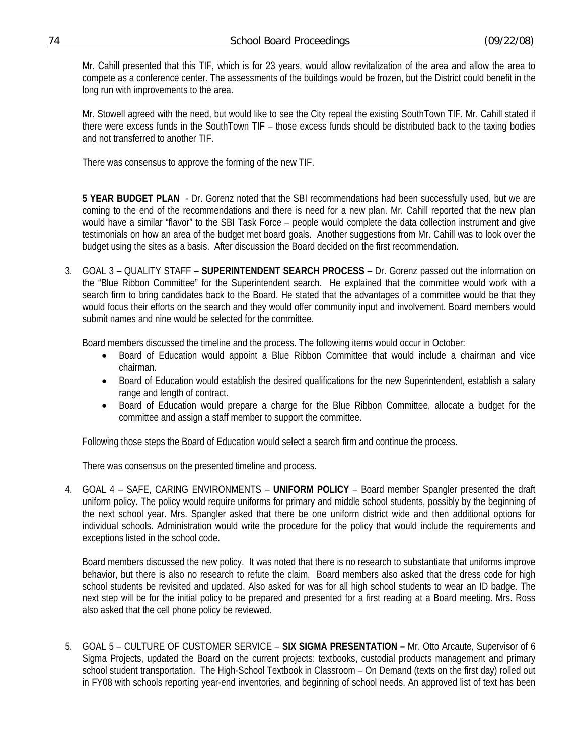Mr. Cahill presented that this TIF, which is for 23 years, would allow revitalization of the area and allow the area to compete as a conference center. The assessments of the buildings would be frozen, but the District could benefit in the long run with improvements to the area.

Mr. Stowell agreed with the need, but would like to see the City repeal the existing SouthTown TIF. Mr. Cahill stated if there were excess funds in the SouthTown TIF – those excess funds should be distributed back to the taxing bodies and not transferred to another TIF.

There was consensus to approve the forming of the new TIF.

**5 YEAR BUDGET PLAN** - Dr. Gorenz noted that the SBI recommendations had been successfully used, but we are coming to the end of the recommendations and there is need for a new plan. Mr. Cahill reported that the new plan would have a similar "flavor" to the SBI Task Force – people would complete the data collection instrument and give testimonials on how an area of the budget met board goals. Another suggestions from Mr. Cahill was to look over the budget using the sites as a basis. After discussion the Board decided on the first recommendation.

3. GOAL 3 – QUALITY STAFF – **SUPERINTENDENT SEARCH PROCESS** – Dr. Gorenz passed out the information on the "Blue Ribbon Committee" for the Superintendent search. He explained that the committee would work with a search firm to bring candidates back to the Board. He stated that the advantages of a committee would be that they would focus their efforts on the search and they would offer community input and involvement. Board members would submit names and nine would be selected for the committee.

   Board members discussed the timeline and the process. The following items would occur in October:

   - Board of Education would appoint a Blue Ribbon Committee that would include a chairman and vice chairman.
   - Board of Education would establish the desired qualifications for the new Superintendent, establish a salary range and length of contract.
   - Board of Education would prepare a charge for the Blue Ribbon Committee, allocate a budget for the committee and assign a staff member to support the committee.

   Following those steps the Board of Education would select a search firm and continue the process.

   There was consensus on the presented timeline and process.

4. GOAL 4 – SAFE, CARING ENVIRONMENTS – **UNIFORM POLICY** – Board member Spangler presented the draft uniform policy. The policy would require uniforms for primary and middle school students, possibly by the beginning of the next school year. Mrs. Spangler asked that there be one uniform district wide and then additional options for individual schools. Administration would write the procedure for the policy that would include the requirements and exceptions listed in the school code.

   Board members discussed the new policy. It was noted that there is no research to substantiate that uniforms improve behavior, but there is also no research to refute the claim. Board members also asked that the dress code for high school students be revisited and updated. Also asked for was for all high school students to wear an ID badge. The next step will be for the initial policy to be prepared and presented for a first reading at a Board meeting. Mrs. Ross also asked that the cell phone policy be reviewed.

5. GOAL 5 – CULTURE OF CUSTOMER SERVICE – **SIX SIGMA PRESENTATION –** Mr. Otto Arcaute, Supervisor of 6 Sigma Projects, updated the Board on the current projects: textbooks, custodial products management and primary school student transportation. The High-School Textbook in Classroom – On Demand (texts on the first day) rolled out in FY08 with schools reporting year-end inventories, and beginning of school needs. An approved list of text has been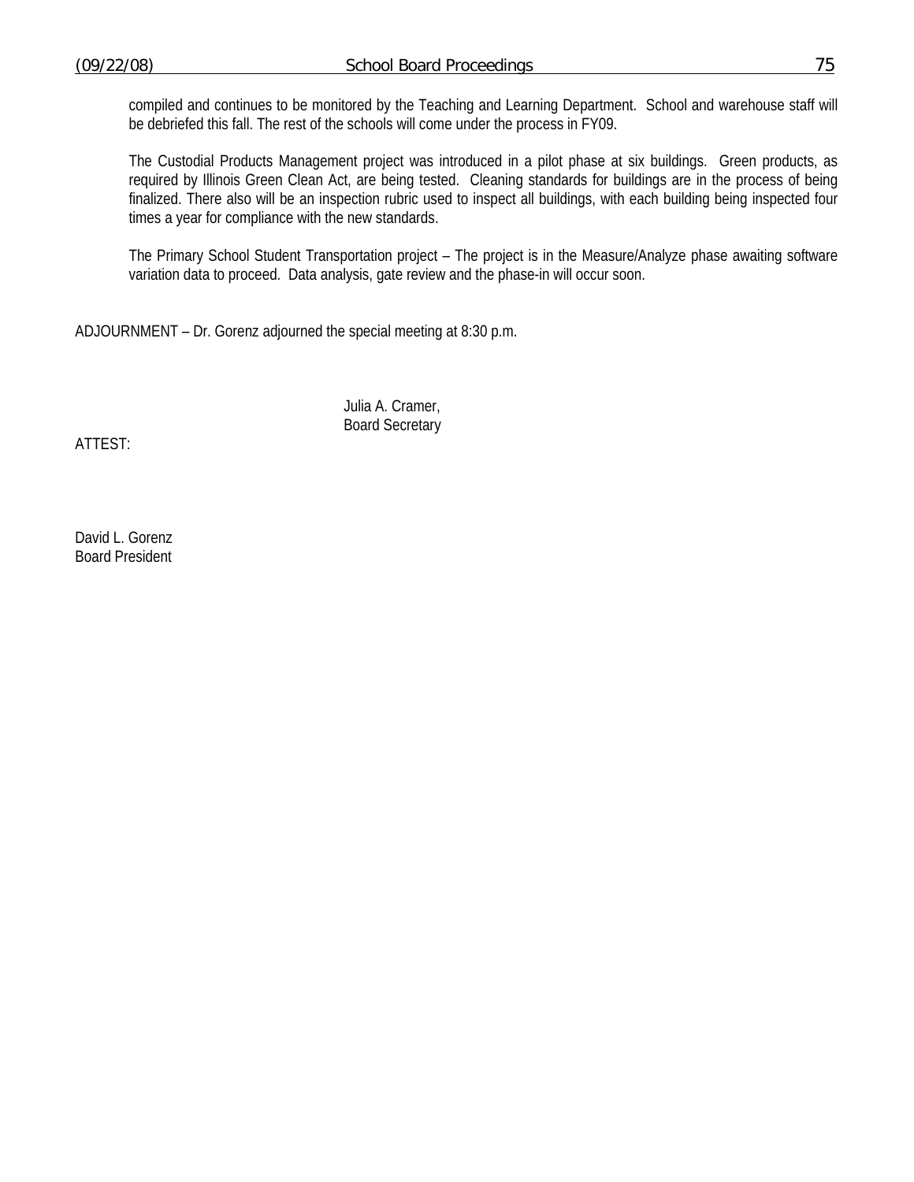compiled and continues to be monitored by the Teaching and Learning Department. School and warehouse staff will be debriefed this fall. The rest of the schools will come under the process in FY09.

The Custodial Products Management project was introduced in a pilot phase at six buildings. Green products, as required by Illinois Green Clean Act, are being tested. Cleaning standards for buildings are in the process of being finalized. There also will be an inspection rubric used to inspect all buildings, with each building being inspected four times a year for compliance with the new standards.

The Primary School Student Transportation project – The project is in the Measure/Analyze phase awaiting software variation data to proceed. Data analysis, gate review and the phase-in will occur soon.

ADJOURNMENT – Dr. Gorenz adjourned the special meeting at 8:30 p.m.

Julia A. Cramer,
Board Secretary

ATTEST:

David L. Gorenz
Board President